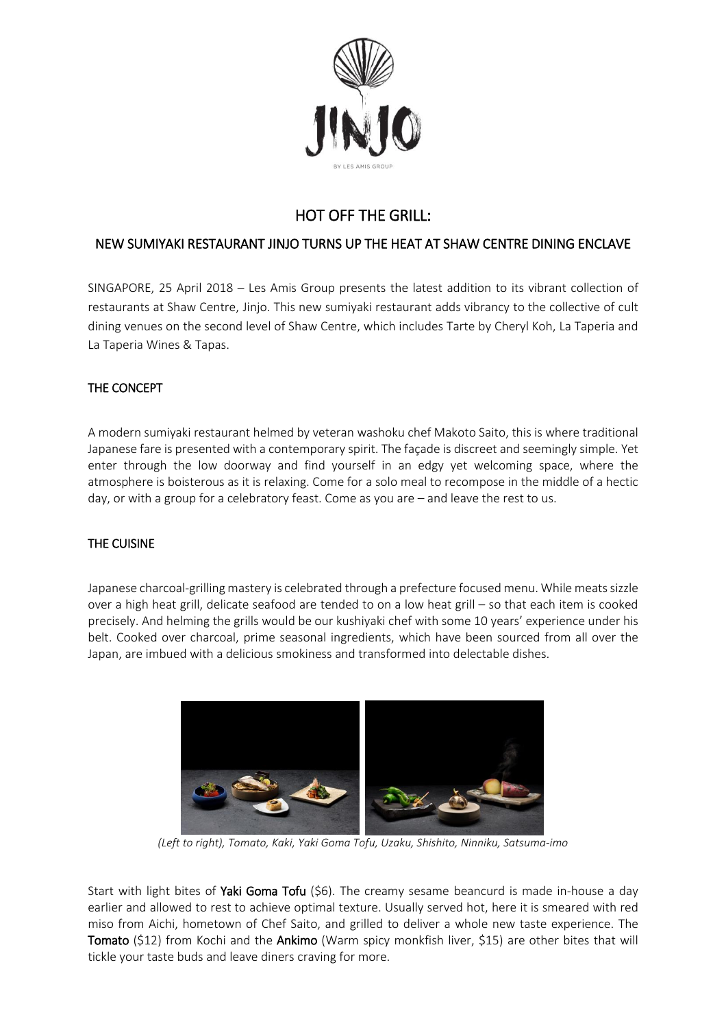# HOT OFF THE GRILL:

## NEW SUMIYAKI RESTAURANT JINJO TURNS UP THE HEAT AT SHAW CENTRE DINING ENCLAVE

SINGAPORE, 25 April 2018 – Les Amis Group presents the latest addition to its vibrant collection of restaurants at Shaw Centre, Jinjo. This new sumiyaki restaurant adds vibrancy to the collective of cult dining venues on the second level of Shaw Centre, which includes Tarte by Cheryl Koh, La Taperia and La Taperia Wines & Tapas.

### THE CONCEPT

A modern sumiyaki restaurant helmed by veteran washoku chef Makoto Saito, this is where traditional Japanese fare is presented with a contemporary spirit. The façade is discreet and seemingly simple. Yet enter through the low doorway and find yourself in an edgy yet welcoming space, where the atmosphere is boisterous as it is relaxing. Come for a solo meal to recompose in the middle of a hectic day, or with a group for a celebratory feast. Come as you are – and leave the rest to us.

### THE CUISINE

Japanese charcoal-grilling mastery is celebrated through a prefecture focused menu. While meats sizzle over a high heat grill, delicate seafood are tended to on a low heat grill – so that each item is cooked precisely. And helming the grills would be our kushiyaki chef with some 10 years' experience under his belt. Cooked over charcoal, prime seasonal ingredients, which have been sourced from all over the Japan, are imbued with a delicious smokiness and transformed into delectable dishes.

*(Left to right), Tomato, Kaki, Yaki Goma Tofu, Uzaku, Shishito, Ninniku, Satsuma-imo*

Start with light bites of **Yaki Goma Tofu** ($6). The creamy sesame beancurd is made in-house a day earlier and allowed to rest to achieve optimal texture. Usually served hot, here it is smeared with red miso from Aichi, hometown of Chef Saito, and grilled to deliver a whole new taste experience. The **Tomato** ($12) from Kochi and the **Ankimo** (Warm spicy monkfish liver, $15) are other bites that will tickle your taste buds and leave diners craving for more.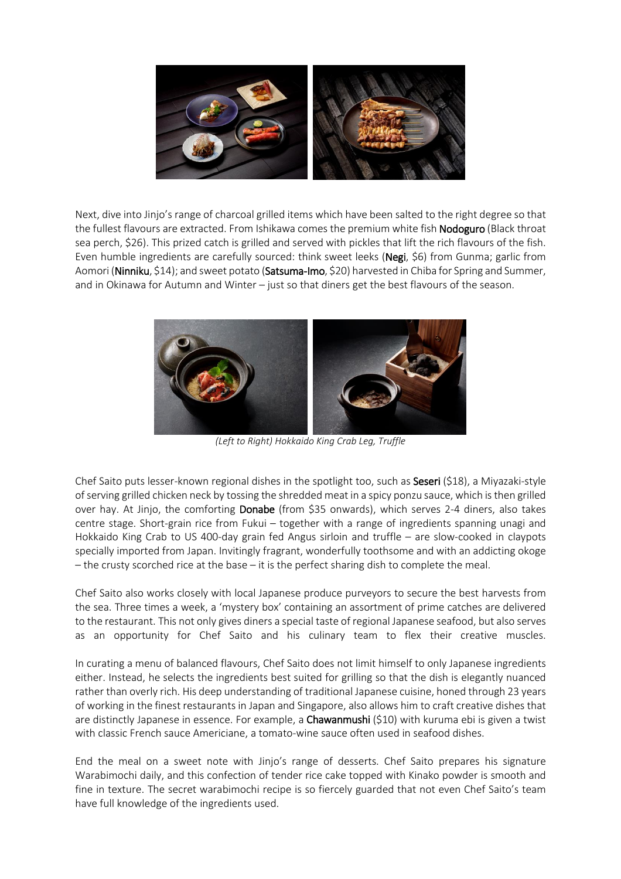Next, dive into Jinjo's range of charcoal grilled items which have been salted to the right degree so that the fullest flavours are extracted. From Ishikawa comes the premium white fish **Nodoguro** (Black throat sea perch, $26). This prized catch is grilled and served with pickles that lift the rich flavours of the fish. Even humble ingredients are carefully sourced: think sweet leeks (**Negi**, $6) from Gunma; garlic from Aomori (**Ninniku**, $14); and sweet potato (**Satsuma-Imo**, $20) harvested in Chiba for Spring and Summer, and in Okinawa for Autumn and Winter – just so that diners get the best flavours of the season.

*(Left to Right) Hokkaido King Crab Leg, Truffle*

Chef Saito puts lesser-known regional dishes in the spotlight too, such as **Seseri** ($18), a Miyazaki-style of serving grilled chicken neck by tossing the shredded meat in a spicy ponzu sauce, which is then grilled over hay. At Jinjo, the comforting **Donabe** (from $35 onwards), which serves 2-4 diners, also takes centre stage. Short-grain rice from Fukui – together with a range of ingredients spanning unagi and Hokkaido King Crab to US 400-day grain fed Angus sirloin and truffle – are slow-cooked in claypots specially imported from Japan. Invitingly fragrant, wonderfully toothsome and with an addicting okoge – the crusty scorched rice at the base – it is the perfect sharing dish to complete the meal.

Chef Saito also works closely with local Japanese produce purveyors to secure the best harvests from the sea. Three times a week, a 'mystery box' containing an assortment of prime catches are delivered to the restaurant. This not only gives diners a special taste of regional Japanese seafood, but also serves as an opportunity for Chef Saito and his culinary team to flex their creative muscles.

In curating a menu of balanced flavours, Chef Saito does not limit himself to only Japanese ingredients either. Instead, he selects the ingredients best suited for grilling so that the dish is elegantly nuanced rather than overly rich. His deep understanding of traditional Japanese cuisine, honed through 23 years of working in the finest restaurants in Japan and Singapore, also allows him to craft creative dishes that are distinctly Japanese in essence. For example, a **Chawanmushi** ($10) with kuruma ebi is given a twist with classic French sauce Americiane, a tomato-wine sauce often used in seafood dishes.

End the meal on a sweet note with Jinjo's range of desserts. Chef Saito prepares his signature Warabimochi daily, and this confection of tender rice cake topped with Kinako powder is smooth and fine in texture. The secret warabimochi recipe is so fiercely guarded that not even Chef Saito's team have full knowledge of the ingredients used.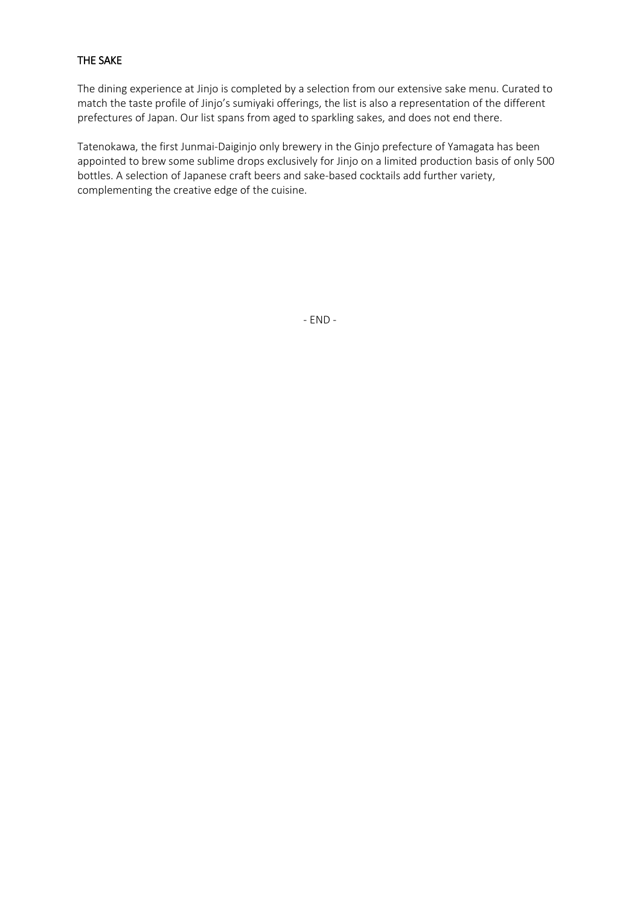## THE SAKE

The dining experience at Jinjo is completed by a selection from our extensive sake menu. Curated to match the taste profile of Jinjo's sumiyaki offerings, the list is also a representation of the different prefectures of Japan. Our list spans from aged to sparkling sakes, and does not end there.

Tatenokawa, the first Junmai-Daiginjo only brewery in the Ginjo prefecture of Yamagata has been appointed to brew some sublime drops exclusively for Jinjo on a limited production basis of only 500 bottles. A selection of Japanese craft beers and sake-based cocktails add further variety, complementing the creative edge of the cuisine.

- END -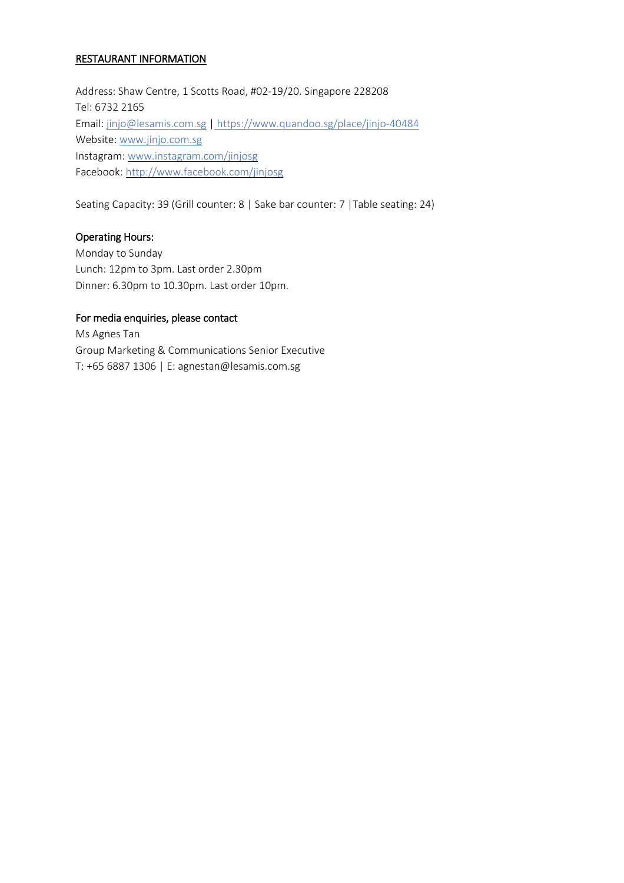## RESTAURANT INFORMATION

Address: Shaw Centre, 1 Scotts Road, #02-19/20. Singapore 228208
Tel: 6732 2165
Email: jinjo@lesamis.com.sg | https://www.quandoo.sg/place/jinjo-40484
Website: www.jinjo.com.sg
Instagram: www.instagram.com/jinjosg
Facebook: http://www.facebook.com/jinjosg

Seating Capacity: 39 (Grill counter: 8 | Sake bar counter: 7 |Table seating: 24)

### Operating Hours:

Monday to Sunday
Lunch: 12pm to 3pm. Last order 2.30pm
Dinner: 6.30pm to 10.30pm. Last order 10pm.

### For media enquiries, please contact

Ms Agnes Tan
Group Marketing & Communications Senior Executive
T: +65 6887 1306 | E: agnestan@lesamis.com.sg